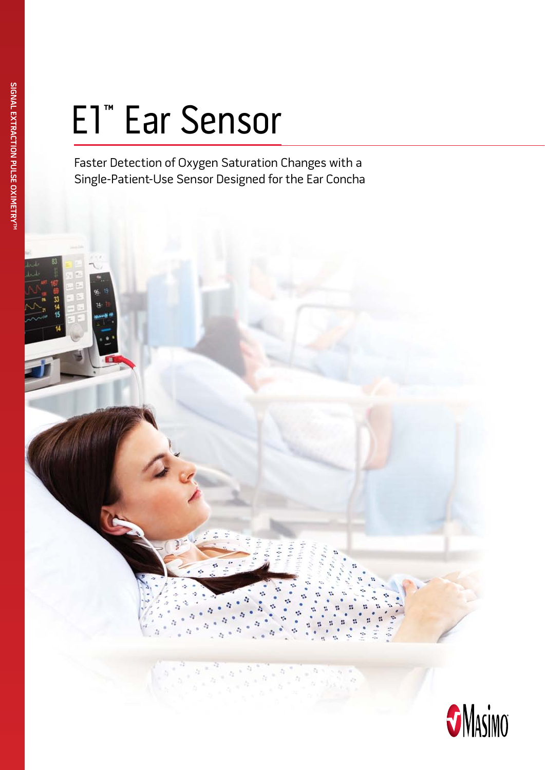SIGNAL EXTRACTION PULSE OXIMETRY™

# E1™ Ear Sensor

Faster Detection of Oxygen Saturation Changes with a Single-Patient-Use Sensor Designed for the Ear Concha

Masimo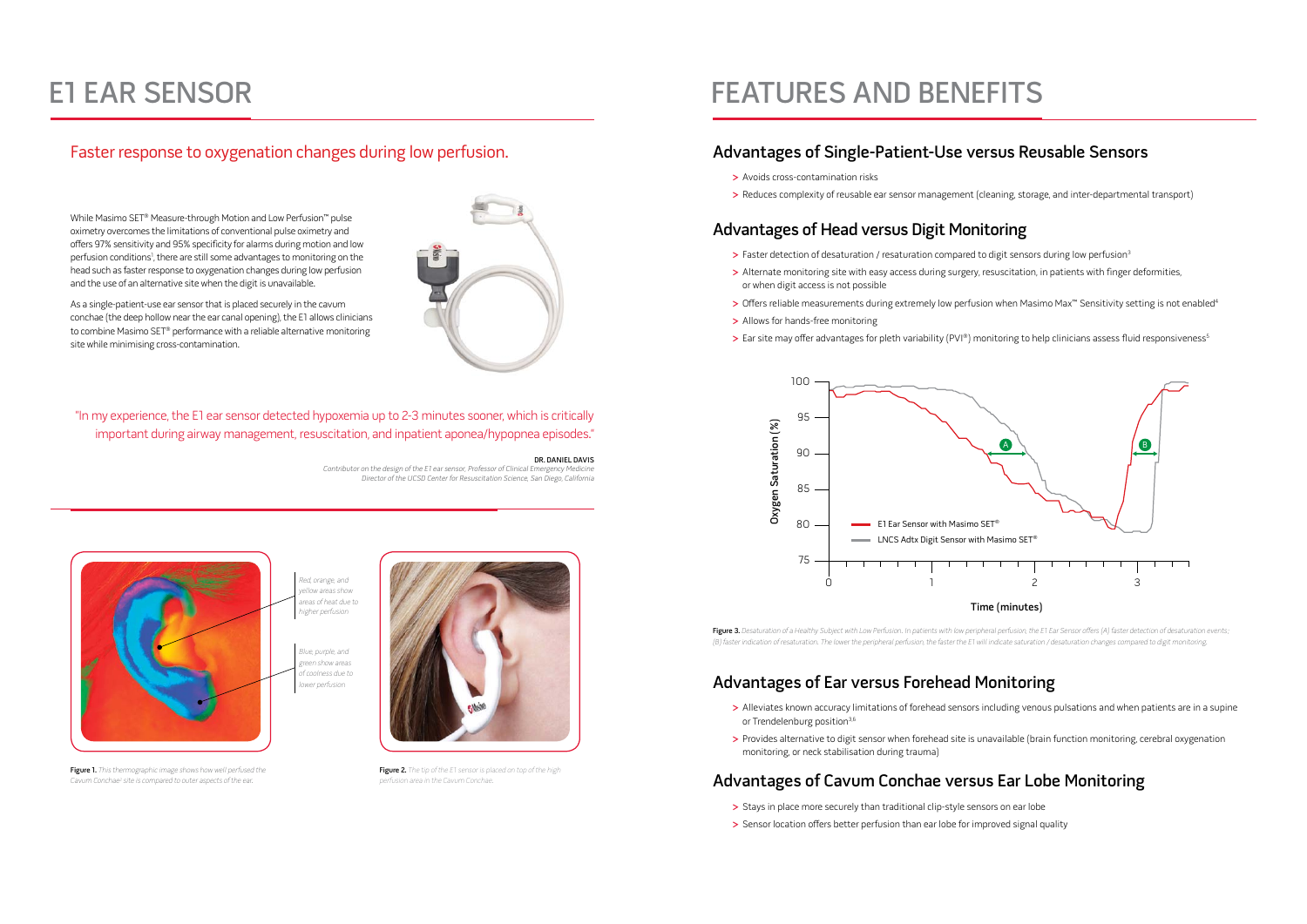# E1 EAR SENSOR

## Faster response to oxygenation changes during low perfusion.

While Masimo SET® Measure-through Motion and Low Perfusion™ pulse oximetry overcomes the limitations of conventional pulse oximetry and offers 97% sensitivity and 95% specificity for alarms during motion and low perfusion conditions[1], there are still some advantages to monitoring on the head such as faster response to oxygenation changes during low perfusion and the use of an alternative site when the digit is unavailable.

As a single-patient-use ear sensor that is placed securely in the cavum conchae (the deep hollow near the ear canal opening), the E1 allows clinicians to combine Masimo SET® performance with a reliable alternative monitoring site while minimising cross-contamination.

"In my experience, the E1 ear sensor detected hypoxemia up to 2-3 minutes sooner, which is critically important during airway management, resuscitation, and inpatient aponea/hypopnea episodes."

**DR. DANIEL DAVIS**
*Contributor on the design of the E1 ear sensor, Professor of Clinical Emergency Medicine*
*Director of the UCSD Center for Resuscitation Science, San Diego, California*

*Red, orange, and yellow areas show areas of heat due to higher perfusion*

*Blue, purple, and green show areas of coolness due to lower perfusion*

**Figure 1.** *This thermographic image shows how well perfused the Cavum Conchae[2] site is compared to outer aspects of the ear.*

**Figure 2.** *The tip of the E1 sensor is placed on top of the high perfusion area in the Cavum Conchae.*

# FEATURES AND BENEFITS

## Advantages of Single-Patient-Use versus Reusable Sensors

- Avoids cross-contamination risks
- Reduces complexity of reusable ear sensor management (cleaning, storage, and inter-departmental transport)

## Advantages of Head versus Digit Monitoring

- Faster detection of desaturation / resaturation compared to digit sensors during low perfusion[3]
- Alternate monitoring site with easy access during surgery, resuscitation, in patients with finger deformities, or when digit access is not possible
- Offers reliable measurements during extremely low perfusion when Masimo Max™ Sensitivity setting is not enabled[4]
- Allows for hands-free monitoring
- Ear site may offer advantages for pleth variability (PVI®) monitoring to help clinicians assess fluid responsiveness[5]

**Figure 3.** *Desaturation of a Healthy Subject with Low Perfusion. In patients with low peripheral perfusion, the E1 Ear Sensor offers (A) faster detection of desaturation events; (B) faster indication of resaturation. The lower the peripheral perfusion, the faster the E1 will indicate saturation / desaturation changes compared to digit monitoring.*

## Advantages of Ear versus Forehead Monitoring

- Alleviates known accuracy limitations of forehead sensors including venous pulsations and when patients are in a supine or Trendelenburg position[3,6]
- Provides alternative to digit sensor when forehead site is unavailable (brain function monitoring, cerebral oxygenation monitoring, or neck stabilisation during trauma)

## Advantages of Cavum Conchae versus Ear Lobe Monitoring

- Stays in place more securely than traditional clip-style sensors on ear lobe
- Sensor location offers better perfusion than ear lobe for improved signal quality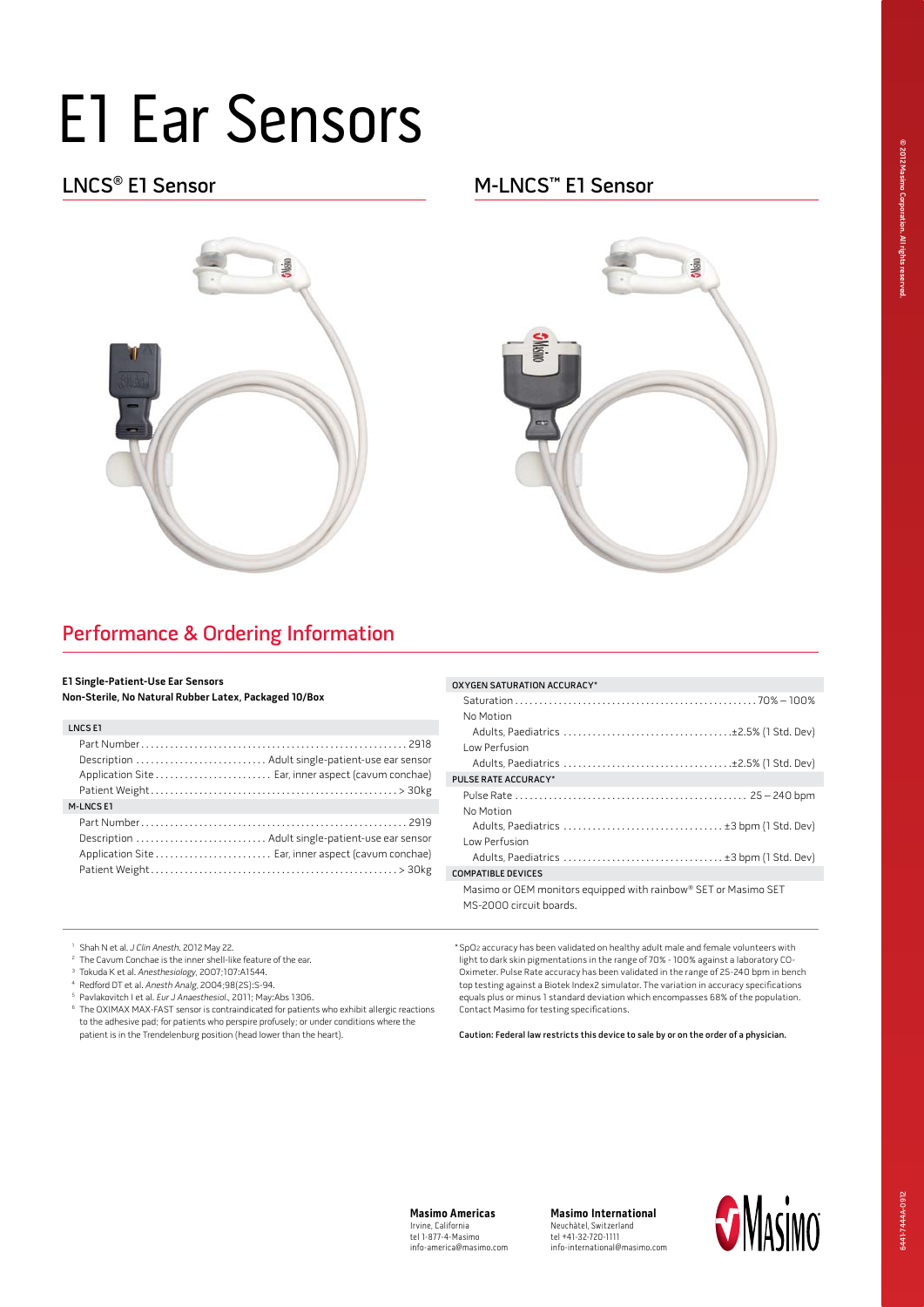# E1 Ear Sensors

## LNCS® E1 Sensor

## M-LNCS™ E1 Sensor

## Performance & Ordering Information

**E1 Single-Patient-Use Ear Sensors**
**Non-Sterile, No Natural Rubber Latex, Packaged 10/Box**

| | |
|---|---|
| **LNCS E1** | |
| Part Number | 2918 |
| Description | Adult single-patient-use ear sensor |
| Application Site | Ear, inner aspect (cavum conchae) |
| Patient Weight | > 30kg |
| **M-LNCS E1** | |
| Part Number | 2919 |
| Description | Adult single-patient-use ear sensor |
| Application Site | Ear, inner aspect (cavum conchae) |
| Patient Weight | > 30kg |

| | |
|---|---|
| **OXYGEN SATURATION ACCURACY*** | |
| Saturation | 70% – 100% |
| No Motion | |
| Adults, Paediatrics | ±2.5% (1 Std. Dev) |
| Low Perfusion | |
| Adults, Paediatrics | ±2.5% (1 Std. Dev) |
| **PULSE RATE ACCURACY*** | |
| Pulse Rate | 25 – 240 bpm |
| No Motion | |
| Adults, Paediatrics | ±3 bpm (1 Std. Dev) |
| Low Perfusion | |
| Adults, Paediatrics | ±3 bpm (1 Std. Dev) |
| **COMPATIBLE DEVICES** | |
| Masimo or OEM monitors equipped with rainbow® SET or Masimo SET MS-2000 circuit boards. | |

[1] Shah N et al. *J Clin Anesth*. 2012 May 22.
[2] The Cavum Conchae is the inner shell-like feature of the ear.
[3] Tokuda K et al. *Anesthesiology*, 2007;107:A1544.
[4] Redford DT et al. *Anesth Analg*, 2004;98(2S):S-94.
[5] Pavlakovitch I et al. *Eur J Anaesthesiol.*, 2011; May:Abs 1306.
[6] The OXIMAX MAX-FAST sensor is contraindicated for patients who exhibit allergic reactions to the adhesive pad; for patients who perspire profusely; or under conditions where the patient is in the Trendelenburg position (head lower than the heart).

* $SpO_2$ accuracy has been validated on healthy adult male and female volunteers with light to dark skin pigmentations in the range of 70% - 100% against a laboratory CO-Oximeter. Pulse Rate accuracy has been validated in the range of 25-240 bpm in bench top testing against a Biotek Index2 simulator. The variation in accuracy specifications equals plus or minus 1 standard deviation which encompasses 68% of the population. Contact Masimo for testing specifications.

**Caution: Federal law restricts this device to sale by or on the order of a physician.**

**Masimo Americas**
Irvine, California
tel 1-877-4-Masimo
info-america@masimo.com

**Masimo International**
Neuchâtel, Switzerland
tel +41-32-720-1111
info-international@masimo.com

© 2012 Masimo Corporation. All rights reserved.

6441/7444A-0912